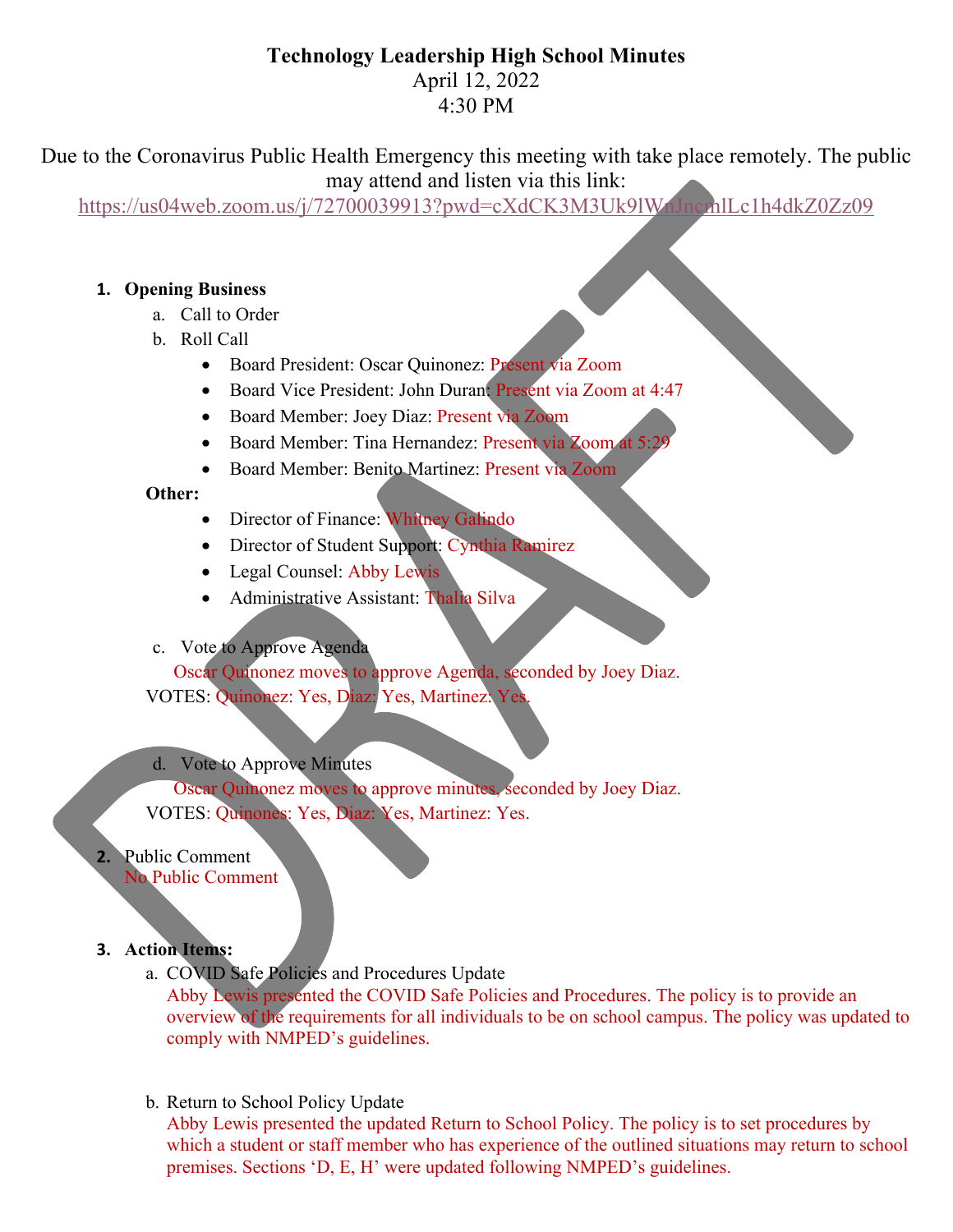# Technology Leadership High School Minutes

April 12, 2022

4:30 PM

Due to the Coronavirus Public Health Emergency this meeting with take place remotely. The public may attend and listen via this link:

https://us04web.zoom.us/j/72700039913?pwd=cXdCK3M3Uk9lWnJncmlLc1h4dkZ0Zz09

1. **Opening Business**
   a. Call to Order
   b. Roll Call
      - Board President: Oscar Quinonez: Present via Zoom
      - Board Vice President: John Duran: Present via Zoom at 4:47
      - Board Member: Joey Diaz: Present via Zoom
      - Board Member: Tina Hernandez: Present via Zoom at 5:29
      - Board Member: Benito Martinez: Present via Zoom

   **Other:**
      - Director of Finance: Whitney Galindo
      - Director of Student Support: Cynthia Ramirez
      - Legal Counsel: Abby Lewis
      - Administrative Assistant: Thalia Silva

   c. Vote to Approve Agenda

      Oscar Quinonez moves to approve Agenda, seconded by Joey Diaz.

   VOTES: Quinonez: Yes, Diaz: Yes, Martinez: Yes.

   d. Vote to Approve Minutes

      Oscar Quinonez moves to approve minutes, seconded by Joey Diaz.

   VOTES: Quinones: Yes, Diaz: Yes, Martinez: Yes.

2. Public Comment

   No Public Comment

3. **Action Items:**
   a. COVID Safe Policies and Procedures Update

      Abby Lewis presented the COVID Safe Policies and Procedures. The policy is to provide an overview of the requirements for all individuals to be on school campus. The policy was updated to comply with NMPED's guidelines.

   b. Return to School Policy Update

      Abby Lewis presented the updated Return to School Policy. The policy is to set procedures by which a student or staff member who has experience of the outlined situations may return to school premises. Sections 'D, E, H' were updated following NMPED's guidelines.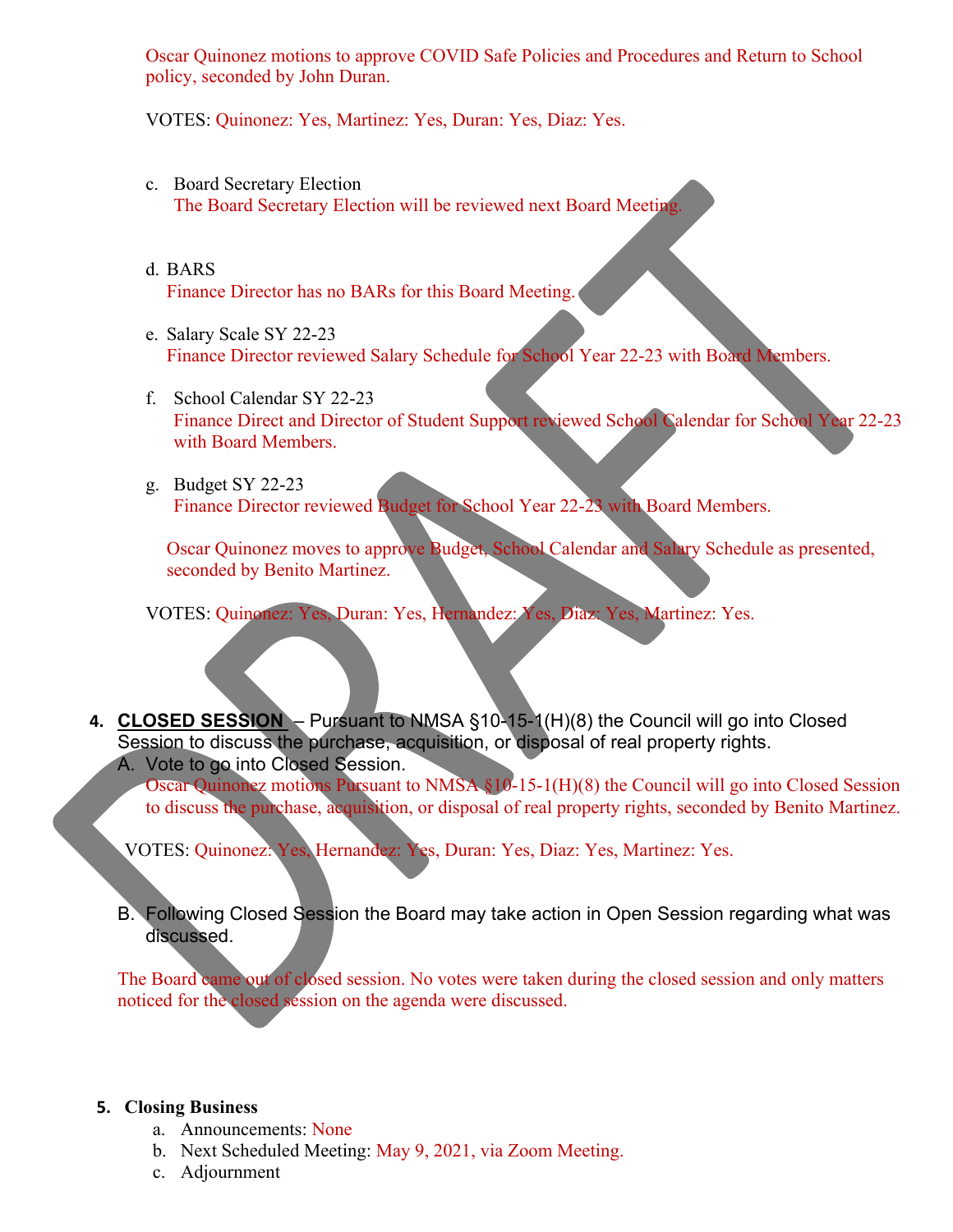Oscar Quinonez motions to approve COVID Safe Policies and Procedures and Return to School policy, seconded by John Duran.

VOTES: Quinonez: Yes, Martinez: Yes, Duran: Yes, Diaz: Yes.

c. Board Secretary Election
The Board Secretary Election will be reviewed next Board Meeting.

d. BARS
Finance Director has no BARs for this Board Meeting.

e. Salary Scale SY 22-23
Finance Director reviewed Salary Schedule for School Year 22-23 with Board Members.

f. School Calendar SY 22-23
Finance Direct and Director of Student Support reviewed School Calendar for School Year 22-23 with Board Members.

g. Budget SY 22-23
Finance Director reviewed Budget for School Year 22-23 with Board Members.

Oscar Quinonez moves to approve Budget, School Calendar and Salary Schedule as presented, seconded by Benito Martinez.

VOTES: Quinonez: Yes, Duran: Yes, Hernandez: Yes, Diaz: Yes, Martinez: Yes.

4. **CLOSED SESSION** – Pursuant to NMSA §10-15-1(H)(8) the Council will go into Closed Session to discuss the purchase, acquisition, or disposal of real property rights.

A. Vote to go into Closed Session.
Oscar Quinonez motions Pursuant to NMSA §10-15-1(H)(8) the Council will go into Closed Session to discuss the purchase, acquisition, or disposal of real property rights, seconded by Benito Martinez.

VOTES: Quinonez: Yes, Hernandez: Yes, Duran: Yes, Diaz: Yes, Martinez: Yes.

B. Following Closed Session the Board may take action in Open Session regarding what was discussed.

The Board came out of closed session. No votes were taken during the closed session and only matters noticed for the closed session on the agenda were discussed.

5. **Closing Business**
   a. Announcements: None
   b. Next Scheduled Meeting: May 9, 2021, via Zoom Meeting.
   c. Adjournment